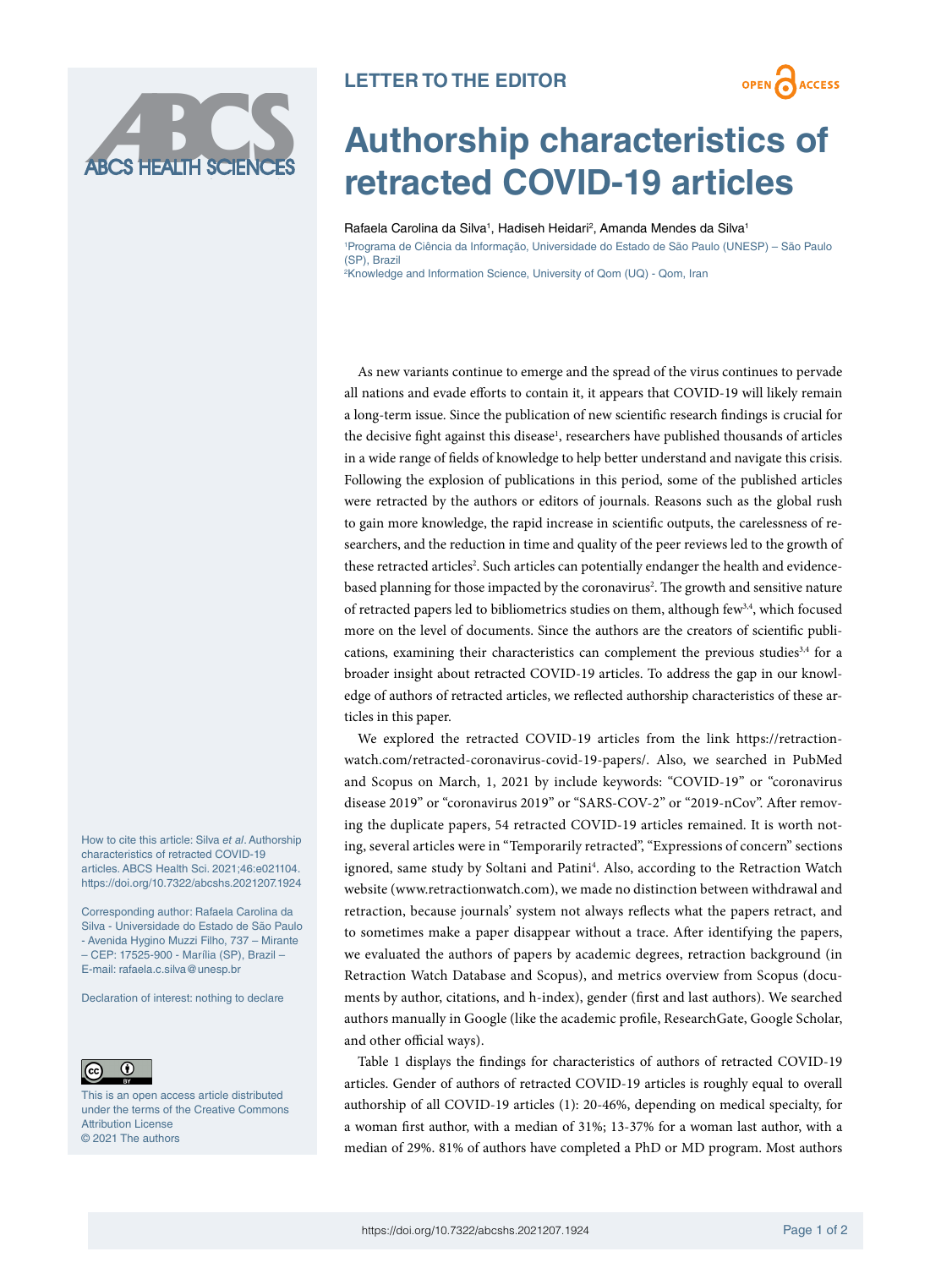LETTER TO THE EDITOR

OPEN ACCESS

# Authorship characteristics of retracted COVID-19 articles

Rafaela Carolina da Silva[1], Hadiseh Heidari[2], Amanda Mendes da Silva[1]

[1]Programa de Ciência da Informação, Universidade do Estado de São Paulo (UNESP) – São Paulo (SP), Brazil

[2]Knowledge and Information Science, University of Qom (UQ) - Qom, Iran

As new variants continue to emerge and the spread of the virus continues to pervade all nations and evade efforts to contain it, it appears that COVID-19 will likely remain a long-term issue. Since the publication of new scientific research findings is crucial for the decisive fight against this disease[1], researchers have published thousands of articles in a wide range of fields of knowledge to help better understand and navigate this crisis. Following the explosion of publications in this period, some of the published articles were retracted by the authors or editors of journals. Reasons such as the global rush to gain more knowledge, the rapid increase in scientific outputs, the carelessness of researchers, and the reduction in time and quality of the peer reviews led to the growth of these retracted articles[2]. Such articles can potentially endanger the health and evidence-based planning for those impacted by the coronavirus[2]. The growth and sensitive nature of retracted papers led to bibliometrics studies on them, although few[3,4], which focused more on the level of documents. Since the authors are the creators of scientific publications, examining their characteristics can complement the previous studies[3,4] for a broader insight about retracted COVID-19 articles. To address the gap in our knowledge of authors of retracted articles, we reflected authorship characteristics of these articles in this paper.

We explored the retracted COVID-19 articles from the link https://retractionwatch.com/retracted-coronavirus-covid-19-papers/. Also, we searched in PubMed and Scopus on March, 1, 2021 by include keywords: "COVID-19" or "coronavirus disease 2019" or "coronavirus 2019" or "SARS-COV-2" or "2019-nCov". After removing the duplicate papers, 54 retracted COVID-19 articles remained. It is worth noting, several articles were in "Temporarily retracted", "Expressions of concern" sections ignored, same study by Soltani and Patini[4]. Also, according to the Retraction Watch website (www.retractionwatch.com), we made no distinction between withdrawal and retraction, because journals' system not always reflects what the papers retract, and to sometimes make a paper disappear without a trace. After identifying the papers, we evaluated the authors of papers by academic degrees, retraction background (in Retraction Watch Database and Scopus), and metrics overview from Scopus (documents by author, citations, and h-index), gender (first and last authors). We searched authors manually in Google (like the academic profile, ResearchGate, Google Scholar, and other official ways).

Table 1 displays the findings for characteristics of authors of retracted COVID-19 articles. Gender of authors of retracted COVID-19 articles is roughly equal to overall authorship of all COVID-19 articles (1): 20-46%, depending on medical specialty, for a woman first author, with a median of 31%; 13-37% for a woman last author, with a median of 29%. 81% of authors have completed a PhD or MD program. Most authors

How to cite this article: Silva *et al*. Authorship characteristics of retracted COVID-19 articles. ABCS Health Sci. 2021;46:e021104. https://doi.org/10.7322/abcshs.2021207.1924

Corresponding author: Rafaela Carolina da Silva - Universidade do Estado de São Paulo - Avenida Hygino Muzzi Filho, 737 – Mirante – CEP: 17525-900 - Marília (SP), Brazil – E-mail: rafaela.c.silva@unesp.br

Declaration of interest: nothing to declare

This is an open access article distributed under the terms of the Creative Commons Attribution License
© 2021 The authors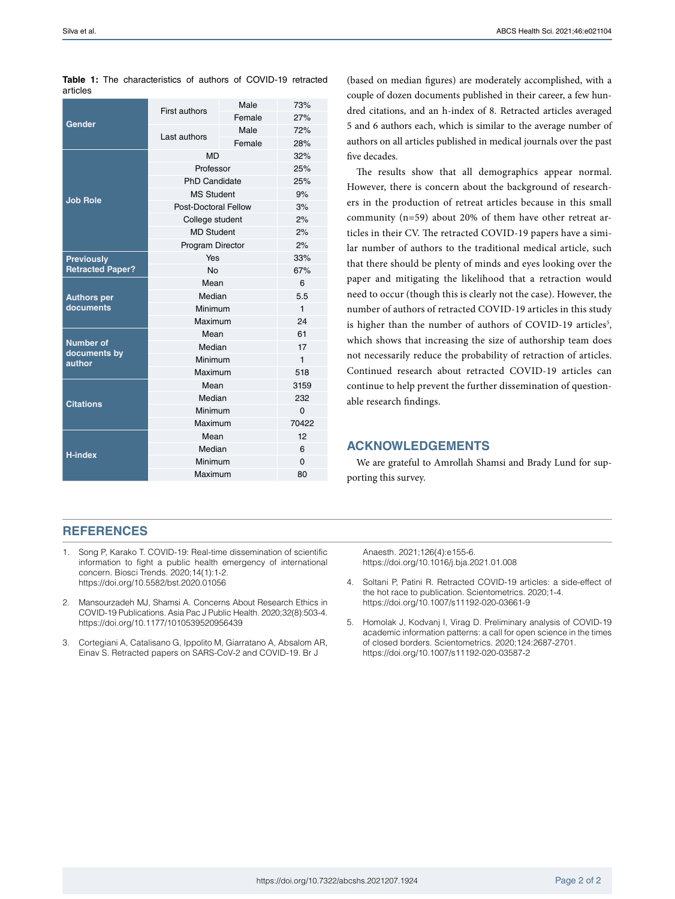**Table 1:** The characteristics of authors of COVID-19 retracted articles

| | | | |
|---|---|---|---|
| Gender | First authors | Male | 73% |
| | | Female | 27% |
| | Last authors | Male | 72% |
| | | Female | 28% |
| Job Role | MD | | 32% |
| | Professor | | 25% |
| | PhD Candidate | | 25% |
| | MS Student | | 9% |
| | Post-Doctoral Fellow | | 3% |
| | College student | | 2% |
| | MD Student | | 2% |
| | Program Director | | 2% |
| Previously Retracted Paper? | Yes | | 33% |
| | No | | 67% |
| Authors per documents | Mean | | 6 |
| | Median | | 5.5 |
| | Minimum | | 1 |
| | Maximum | | 24 |
| Number of documents by author | Mean | | 61 |
| | Median | | 17 |
| | Minimum | | 1 |
| | Maximum | | 518 |
| Citations | Mean | | 3159 |
| | Median | | 232 |
| | Minimum | | 0 |
| | Maximum | | 70422 |
| H-index | Mean | | 12 |
| | Median | | 6 |
| | Minimum | | 0 |
| | Maximum | | 80 |

(based on median figures) are moderately accomplished, with a couple of dozen documents published in their career, a few hundred citations, and an h-index of 8. Retracted articles averaged 5 and 6 authors each, which is similar to the average number of authors on all articles published in medical journals over the past five decades.

The results show that all demographics appear normal. However, there is concern about the background of researchers in the production of retreat articles because in this small community (n=59) about 20% of them have other retreat articles in their CV. The retracted COVID-19 papers have a similar number of authors to the traditional medical article, such that there should be plenty of minds and eyes looking over the paper and mitigating the likelihood that a retraction would need to occur (though this is clearly not the case). However, the number of authors of retracted COVID-19 articles in this study is higher than the number of authors of COVID-19 articles[5], which shows that increasing the size of authorship team does not necessarily reduce the probability of retraction of articles. Continued research about retracted COVID-19 articles can continue to help prevent the further dissemination of questionable research findings.

## ACKNOWLEDGEMENTS

We are grateful to Amrollah Shamsi and Brady Lund for supporting this survey.

## REFERENCES

1. Song P, Karako T. COVID-19: Real-time dissemination of scientific information to fight a public health emergency of international concern. Biosci Trends. 2020;14(1):1-2. https://doi.org/10.5582/bst.2020.01056
2. Mansourzadeh MJ, Shamsi A. Concerns About Research Ethics in COVID-19 Publications. Asia Pac J Public Health. 2020;32(8):503-4. https://doi.org/10.1177/1010539520956439
3. Cortegiani A, Catalisano G, Ippolito M, Giarratano A, Absalom AR, Einav S. Retracted papers on SARS-CoV-2 and COVID-19. Br J Anaesth. 2021;126(4):e155-6. https://doi.org/10.1016/j.bja.2021.01.008
4. Soltani P, Patini R. Retracted COVID-19 articles: a side-effect of the hot race to publication. Scientometrics. 2020;1-4. https://doi.org/10.1007/s11192-020-03661-9
5. Homolak J, Kodvanj I, Virag D. Preliminary analysis of COVID-19 academic information patterns: a call for open science in the times of closed borders. Scientometrics. 2020;124:2687-2701. https://doi.org/10.1007/s11192-020-03587-2